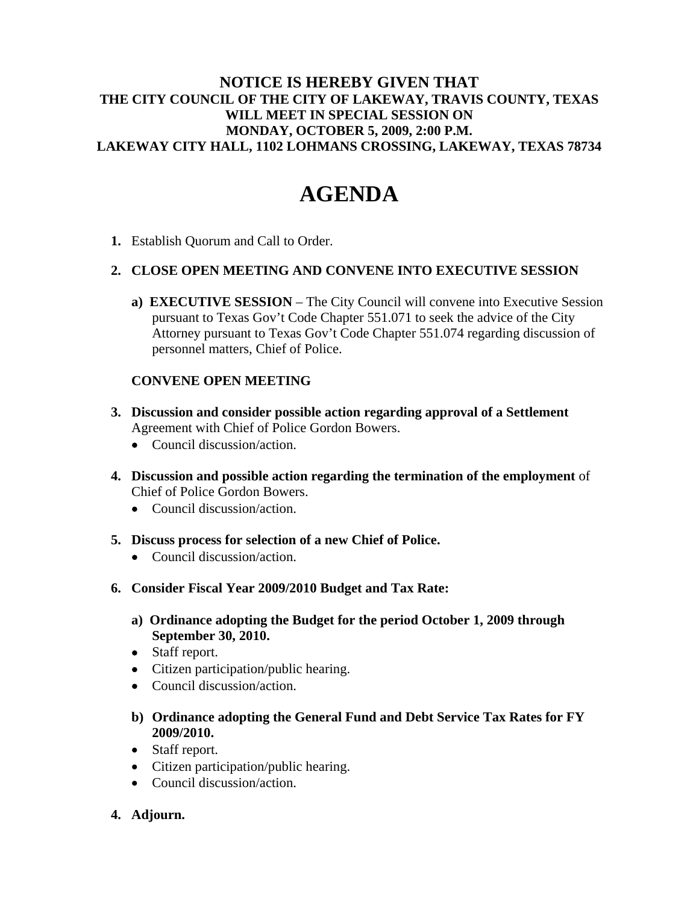**NOTICE IS HEREBY GIVEN THAT**
**THE CITY COUNCIL OF THE CITY OF LAKEWAY, TRAVIS COUNTY, TEXAS**
**WILL MEET IN SPECIAL SESSION ON**
**MONDAY, OCTOBER 5, 2009, 2:00 P.M.**
**LAKEWAY CITY HALL, 1102 LOHMANS CROSSING, LAKEWAY, TEXAS 78734**

# AGENDA

1. Establish Quorum and Call to Order.

2. **CLOSE OPEN MEETING AND CONVENE INTO EXECUTIVE SESSION**

   a) **EXECUTIVE SESSION** – The City Council will convene into Executive Session pursuant to Texas Gov't Code Chapter 551.071 to seek the advice of the City Attorney pursuant to Texas Gov't Code Chapter 551.074 regarding discussion of personnel matters, Chief of Police.

   **CONVENE OPEN MEETING**

3. **Discussion and consider possible action regarding approval of a Settlement** Agreement with Chief of Police Gordon Bowers.
   - Council discussion/action.

4. **Discussion and possible action regarding the termination of the employment** of Chief of Police Gordon Bowers.
   - Council discussion/action.

5. **Discuss process for selection of a new Chief of Police.**
   - Council discussion/action.

6. **Consider Fiscal Year 2009/2010 Budget and Tax Rate:**

   a) **Ordinance adopting the Budget for the period October 1, 2009 through September 30, 2010.**
   - Staff report.
   - Citizen participation/public hearing.
   - Council discussion/action.

   b) **Ordinance adopting the General Fund and Debt Service Tax Rates for FY 2009/2010.**
   - Staff report.
   - Citizen participation/public hearing.
   - Council discussion/action.

4. **Adjourn.**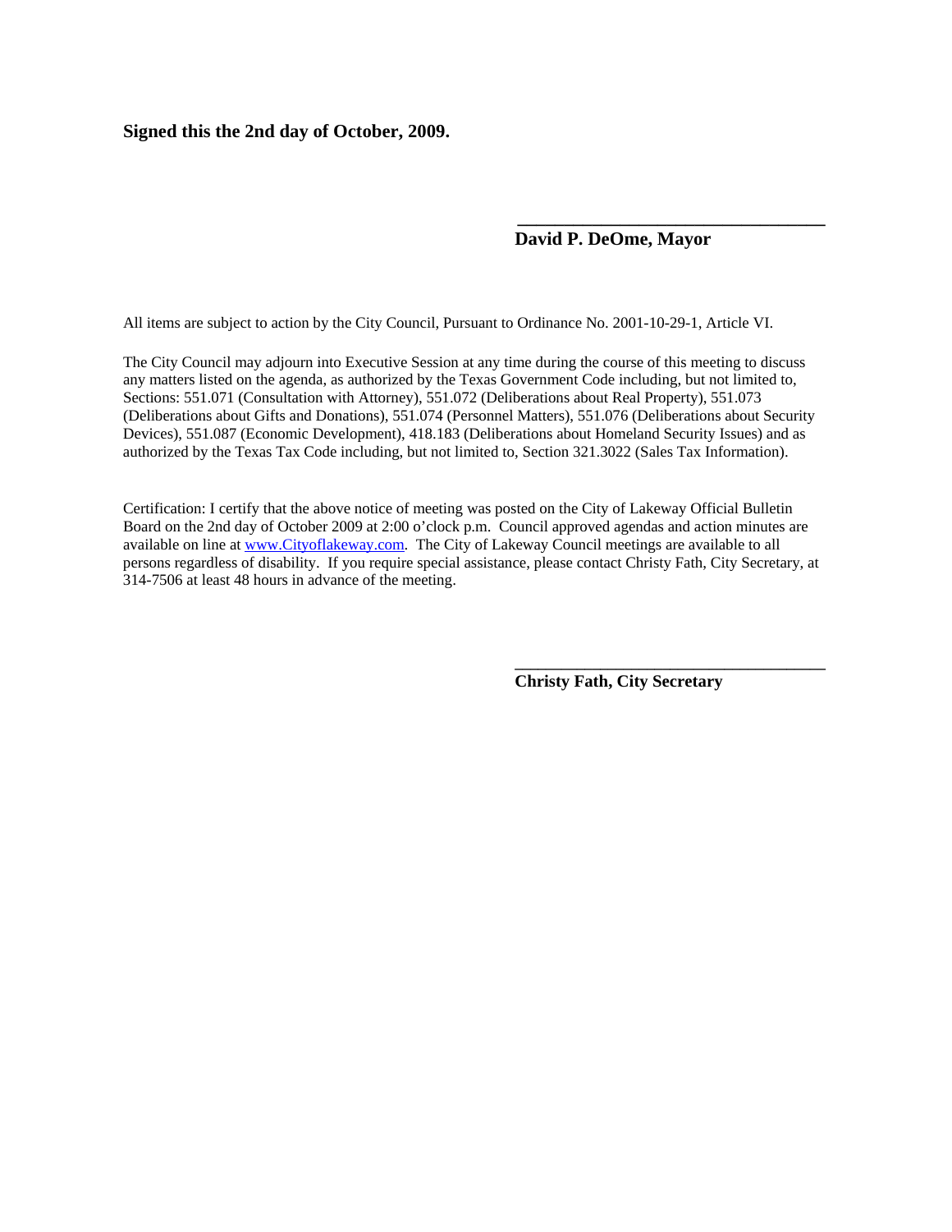**Signed this the 2nd day of October, 2009.**

\_\_\_\_\_\_\_\_\_\_\_\_\_\_\_\_\_\_\_\_\_\_\_\_\_\_\_\_\_\_\_\_\_\_

**David P. DeOme, Mayor**

All items are subject to action by the City Council, Pursuant to Ordinance No. 2001-10-29-1, Article VI.

The City Council may adjourn into Executive Session at any time during the course of this meeting to discuss any matters listed on the agenda, as authorized by the Texas Government Code including, but not limited to, Sections: 551.071 (Consultation with Attorney), 551.072 (Deliberations about Real Property), 551.073 (Deliberations about Gifts and Donations), 551.074 (Personnel Matters), 551.076 (Deliberations about Security Devices), 551.087 (Economic Development), 418.183 (Deliberations about Homeland Security Issues) and as authorized by the Texas Tax Code including, but not limited to, Section 321.3022 (Sales Tax Information).

Certification: I certify that the above notice of meeting was posted on the City of Lakeway Official Bulletin Board on the 2nd day of October 2009 at 2:00 o'clock p.m. Council approved agendas and action minutes are available on line at www.Cityoflakeway.com. The City of Lakeway Council meetings are available to all persons regardless of disability. If you require special assistance, please contact Christy Fath, City Secretary, at 314-7506 at least 48 hours in advance of the meeting.

\_\_\_\_\_\_\_\_\_\_\_\_\_\_\_\_\_\_\_\_\_\_\_\_\_\_\_\_\_\_\_\_\_\_

**Christy Fath, City Secretary**